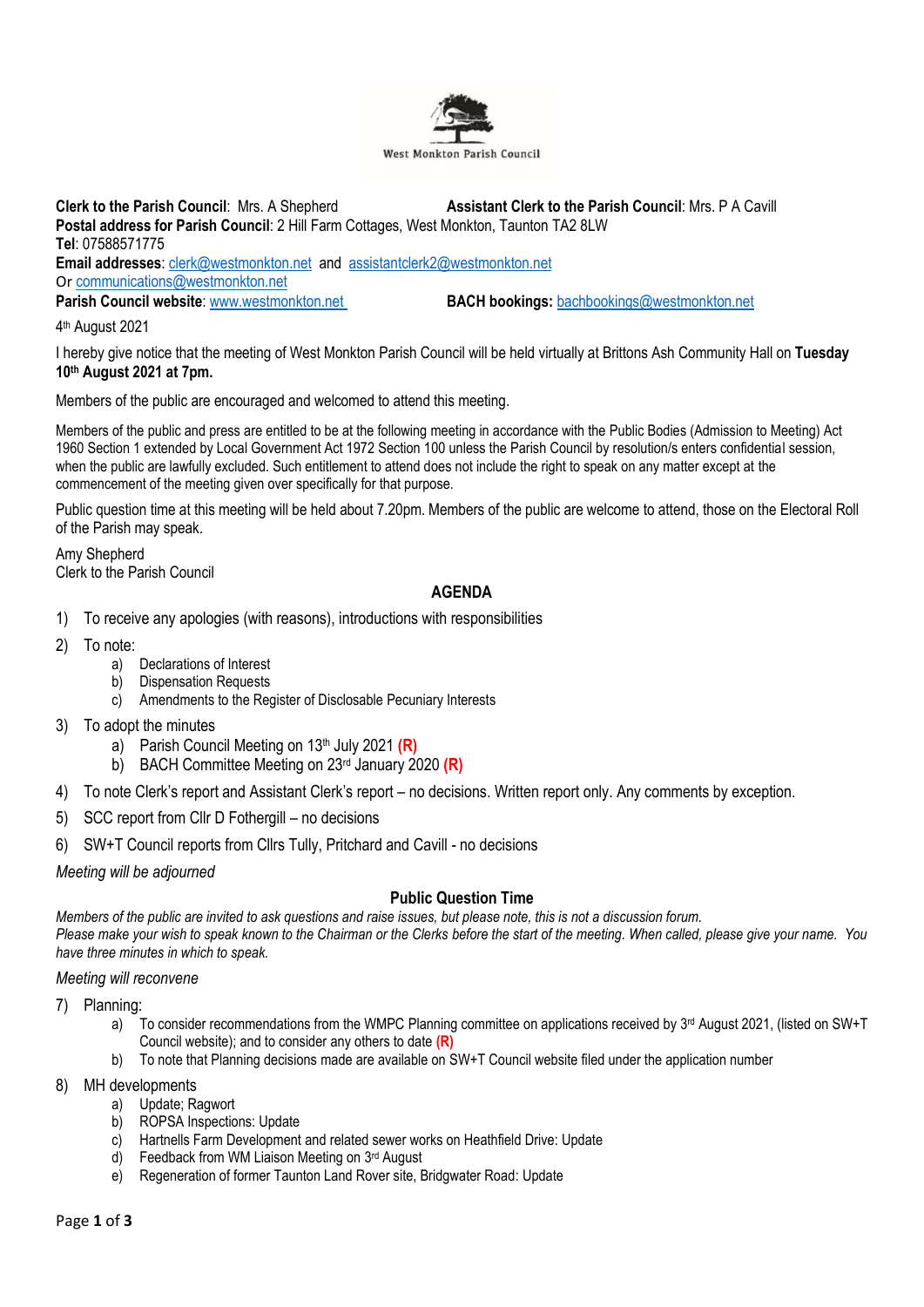West Monkton Parish Council

**Clerk to the Parish Council**: Mrs. A Shepherd **Assistant Clerk to the Parish Council**: Mrs. P A Cavill
**Postal address for Parish Council**: 2 Hill Farm Cottages, West Monkton, Taunton TA2 8LW
**Tel**: 07588571775
**Email addresses**: clerk@westmonkton.net and assistantclerk2@westmonkton.net
Or communications@westmonkton.net
**Parish Council website**: www.westmonkton.net **BACH bookings:** bachbookings@westmonkton.net

4th August 2021

I hereby give notice that the meeting of West Monkton Parish Council will be held virtually at Brittons Ash Community Hall on **Tuesday 10th August 2021 at 7pm.**

Members of the public are encouraged and welcomed to attend this meeting.

Members of the public and press are entitled to be at the following meeting in accordance with the Public Bodies (Admission to Meeting) Act 1960 Section 1 extended by Local Government Act 1972 Section 100 unless the Parish Council by resolution/s enters confidential session, when the public are lawfully excluded. Such entitlement to attend does not include the right to speak on any matter except at the commencement of the meeting given over specifically for that purpose.

Public question time at this meeting will be held about 7.20pm. Members of the public are welcome to attend, those on the Electoral Roll of the Parish may speak.

Amy Shepherd
Clerk to the Parish Council

## AGENDA

1) To receive any apologies (with reasons), introductions with responsibilities
2) To note:
    a) Declarations of Interest
    b) Dispensation Requests
    c) Amendments to the Register of Disclosable Pecuniary Interests
3) To adopt the minutes
    a) Parish Council Meeting on 13th July 2021 **(R)**
    b) BACH Committee Meeting on 23rd January 2020 **(R)**
4) To note Clerk's report and Assistant Clerk's report – no decisions. Written report only. Any comments by exception.
5) SCC report from Cllr D Fothergill – no decisions
6) SW+T Council reports from Cllrs Tully, Pritchard and Cavill - no decisions

*Meeting will be adjourned*

### Public Question Time

*Members of the public are invited to ask questions and raise issues, but please note, this is not a discussion forum.*
*Please make your wish to speak known to the Chairman or the Clerks before the start of the meeting. When called, please give your name. You have three minutes in which to speak.*

*Meeting will reconvene*

7) Planning:
    a) To consider recommendations from the WMPC Planning committee on applications received by 3rd August 2021, (listed on SW+T Council website); and to consider any others to date **(R)**
    b) To note that Planning decisions made are available on SW+T Council website filed under the application number
8) MH developments
    a) Update; Ragwort
    b) ROPSA Inspections: Update
    c) Hartnells Farm Development and related sewer works on Heathfield Drive: Update
    d) Feedback from WM Liaison Meeting on 3rd August
    e) Regeneration of former Taunton Land Rover site, Bridgwater Road: Update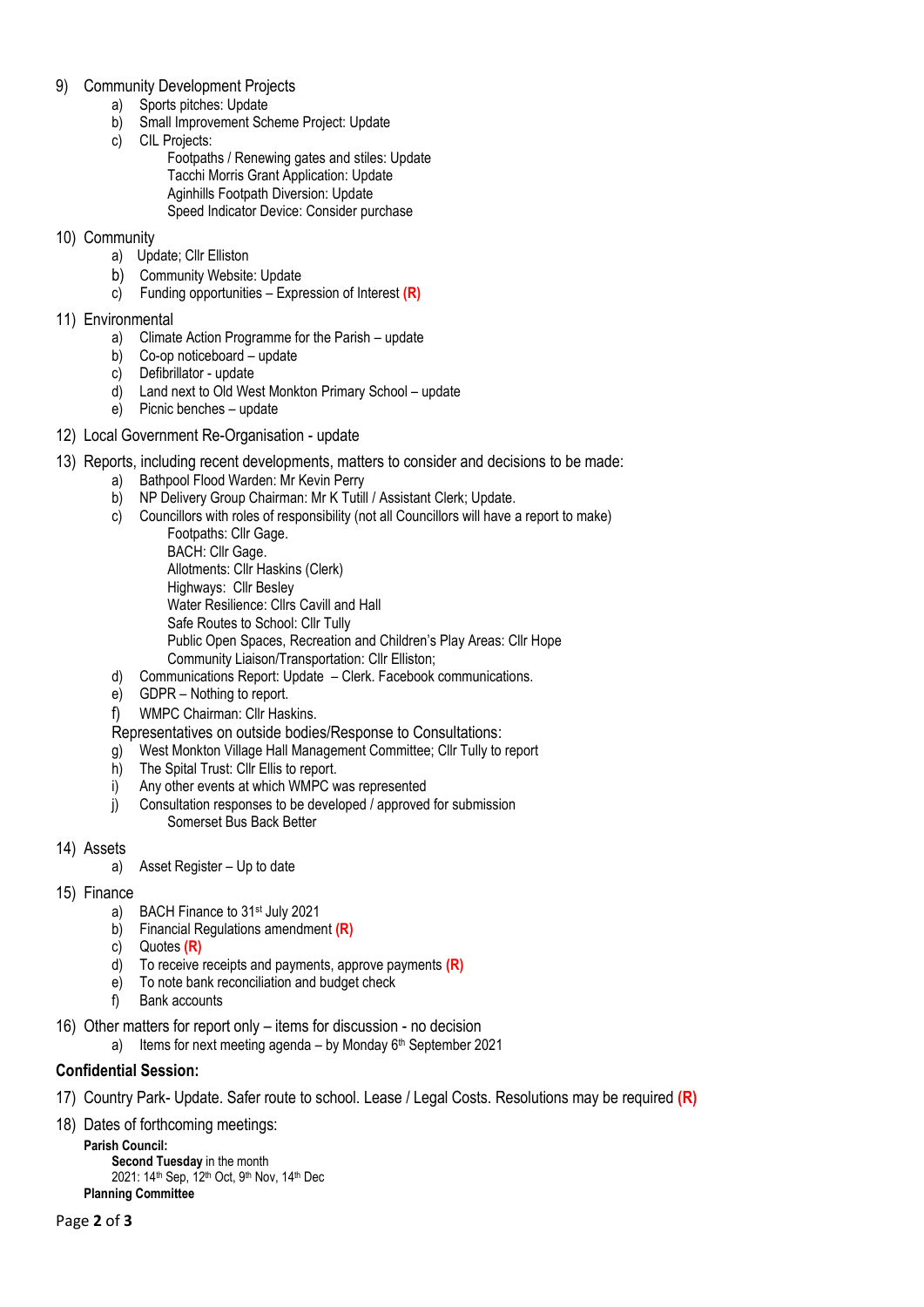9) Community Development Projects
    a) Sports pitches: Update
    b) Small Improvement Scheme Project: Update
    c) CIL Projects:
        Footpaths / Renewing gates and stiles: Update
        Tacchi Morris Grant Application: Update
        Aginhills Footpath Diversion: Update
        Speed Indicator Device: Consider purchase

10) Community
    a) Update; Cllr Elliston
    b) Community Website: Update
    c) Funding opportunities – Expression of Interest **(R)**

11) Environmental
    a) Climate Action Programme for the Parish – update
    b) Co-op noticeboard – update
    c) Defibrillator - update
    d) Land next to Old West Monkton Primary School – update
    e) Picnic benches – update

12) Local Government Re-Organisation - update

13) Reports, including recent developments, matters to consider and decisions to be made:
    a) Bathpool Flood Warden: Mr Kevin Perry
    b) NP Delivery Group Chairman: Mr K Tutill / Assistant Clerk; Update.
    c) Councillors with roles of responsibility (not all Councillors will have a report to make)
        Footpaths: Cllr Gage.
        BACH: Cllr Gage.
        Allotments: Cllr Haskins (Clerk)
        Highways: Cllr Besley
        Water Resilience: Cllrs Cavill and Hall
        Safe Routes to School: Cllr Tully
        Public Open Spaces, Recreation and Children's Play Areas: Cllr Hope
        Community Liaison/Transportation: Cllr Elliston;
    d) Communications Report: Update – Clerk. Facebook communications.
    e) GDPR – Nothing to report.
    f) WMPC Chairman: Cllr Haskins.

    Representatives on outside bodies/Response to Consultations:
    g) West Monkton Village Hall Management Committee; Cllr Tully to report
    h) The Spital Trust: Cllr Ellis to report.
    i) Any other events at which WMPC was represented
    j) Consultation responses to be developed / approved for submission
        Somerset Bus Back Better

14) Assets
    a) Asset Register – Up to date

15) Finance
    a) BACH Finance to 31st July 2021
    b) Financial Regulations amendment **(R)**
    c) Quotes **(R)**
    d) To receive receipts and payments, approve payments **(R)**
    e) To note bank reconciliation and budget check
    f) Bank accounts

16) Other matters for report only – items for discussion - no decision
    a) Items for next meeting agenda – by Monday 6th September 2021

**Confidential Session:**

17) Country Park- Update. Safer route to school. Lease / Legal Costs. Resolutions may be required **(R)**

18) Dates of forthcoming meetings:

**Parish Council:**
**Second Tuesday** in the month
2021: 14th Sep, 12th Oct, 9th Nov, 14th Dec

**Planning Committee**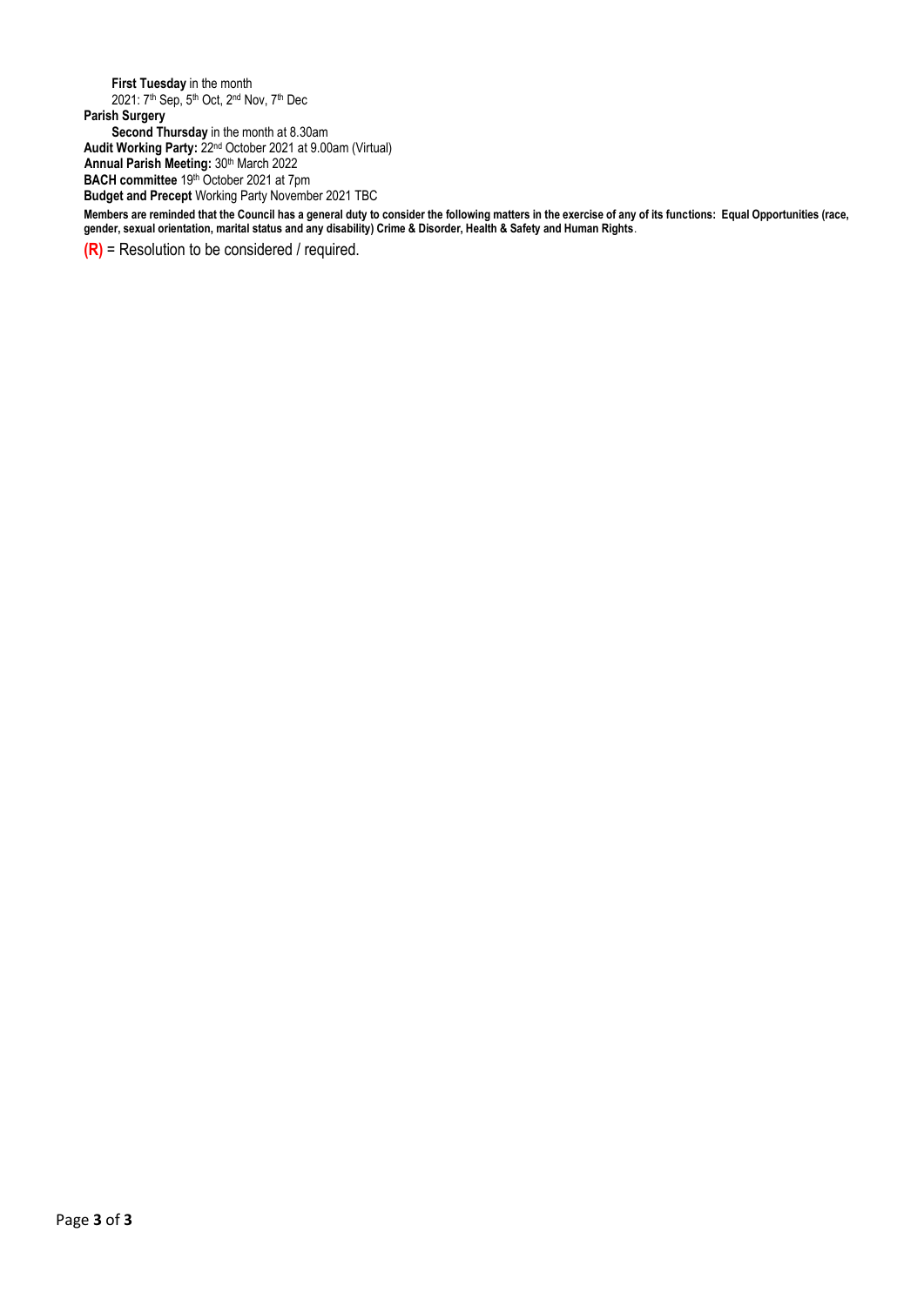**First Tuesday** in the month

2021: 7th Sep, 5th Oct, 2nd Nov, 7th Dec

**Parish Surgery**

**Second Thursday** in the month at 8.30am

**Audit Working Party:** 22nd October 2021 at 9.00am (Virtual)

**Annual Parish Meeting:** 30th March 2022

**BACH committee** 19th October 2021 at 7pm

**Budget and Precept** Working Party November 2021 TBC

**Members are reminded that the Council has a general duty to consider the following matters in the exercise of any of its functions: Equal Opportunities (race, gender, sexual orientation, marital status and any disability) Crime & Disorder, Health & Safety and Human Rights**.

**(R)** = Resolution to be considered / required.